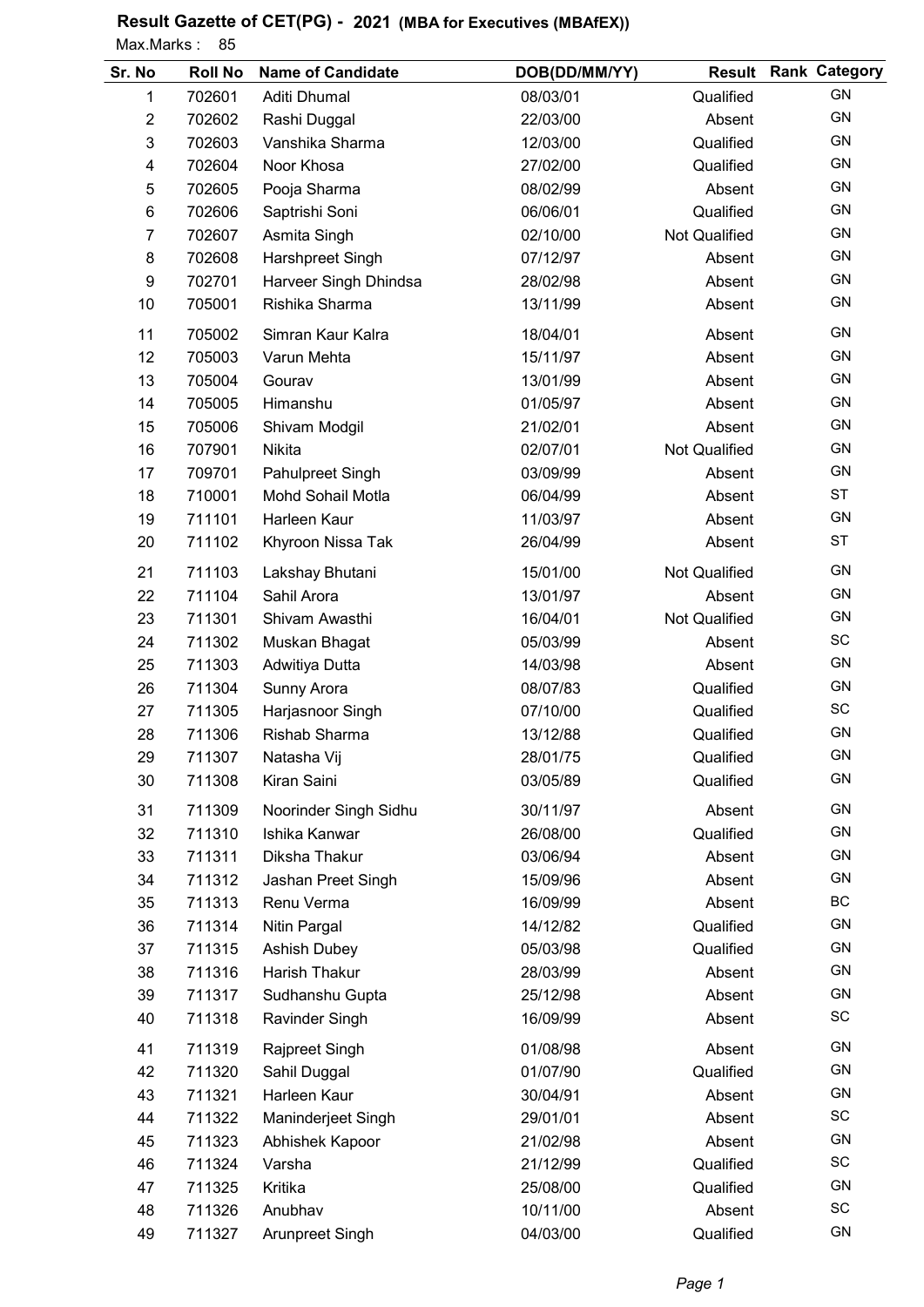## Result Gazette of CET(PG) - 2021 (MBA for Executives (MBAfEX))

Max.Marks : 85

| Sr. No | Roll No | Name of Candidate | DOB(DD/MM/YY) | Result | Rank | Category |
|---|---|---|---|---|---|---|
| 1 | 702601 | Aditi Dhumal | 08/03/01 | Qualified | | GN |
| 2 | 702602 | Rashi Duggal | 22/03/00 | Absent | | GN |
| 3 | 702603 | Vanshika Sharma | 12/03/00 | Qualified | | GN |
| 4 | 702604 | Noor Khosa | 27/02/00 | Qualified | | GN |
| 5 | 702605 | Pooja Sharma | 08/02/99 | Absent | | GN |
| 6 | 702606 | Saptrishi Soni | 06/06/01 | Qualified | | GN |
| 7 | 702607 | Asmita Singh | 02/10/00 | Not Qualified | | GN |
| 8 | 702608 | Harshpreet Singh | 07/12/97 | Absent | | GN |
| 9 | 702701 | Harveer Singh Dhindsa | 28/02/98 | Absent | | GN |
| 10 | 705001 | Rishika Sharma | 13/11/99 | Absent | | GN |
| 11 | 705002 | Simran Kaur Kalra | 18/04/01 | Absent | | GN |
| 12 | 705003 | Varun Mehta | 15/11/97 | Absent | | GN |
| 13 | 705004 | Gourav | 13/01/99 | Absent | | GN |
| 14 | 705005 | Himanshu | 01/05/97 | Absent | | GN |
| 15 | 705006 | Shivam Modgil | 21/02/01 | Absent | | GN |
| 16 | 707901 | Nikita | 02/07/01 | Not Qualified | | GN |
| 17 | 709701 | Pahulpreet Singh | 03/09/99 | Absent | | GN |
| 18 | 710001 | Mohd Sohail Motla | 06/04/99 | Absent | | ST |
| 19 | 711101 | Harleen Kaur | 11/03/97 | Absent | | GN |
| 20 | 711102 | Khyroon Nissa Tak | 26/04/99 | Absent | | ST |
| 21 | 711103 | Lakshay Bhutani | 15/01/00 | Not Qualified | | GN |
| 22 | 711104 | Sahil Arora | 13/01/97 | Absent | | GN |
| 23 | 711301 | Shivam Awasthi | 16/04/01 | Not Qualified | | GN |
| 24 | 711302 | Muskan Bhagat | 05/03/99 | Absent | | SC |
| 25 | 711303 | Adwitiya Dutta | 14/03/98 | Absent | | GN |
| 26 | 711304 | Sunny Arora | 08/07/83 | Qualified | | GN |
| 27 | 711305 | Harjasnoor Singh | 07/10/00 | Qualified | | SC |
| 28 | 711306 | Rishab Sharma | 13/12/88 | Qualified | | GN |
| 29 | 711307 | Natasha Vij | 28/01/75 | Qualified | | GN |
| 30 | 711308 | Kiran Saini | 03/05/89 | Qualified | | GN |
| 31 | 711309 | Noorinder Singh Sidhu | 30/11/97 | Absent | | GN |
| 32 | 711310 | Ishika Kanwar | 26/08/00 | Qualified | | GN |
| 33 | 711311 | Diksha Thakur | 03/06/94 | Absent | | GN |
| 34 | 711312 | Jashan Preet Singh | 15/09/96 | Absent | | GN |
| 35 | 711313 | Renu Verma | 16/09/99 | Absent | | BC |
| 36 | 711314 | Nitin Pargal | 14/12/82 | Qualified | | GN |
| 37 | 711315 | Ashish Dubey | 05/03/98 | Qualified | | GN |
| 38 | 711316 | Harish Thakur | 28/03/99 | Absent | | GN |
| 39 | 711317 | Sudhanshu Gupta | 25/12/98 | Absent | | GN |
| 40 | 711318 | Ravinder Singh | 16/09/99 | Absent | | SC |
| 41 | 711319 | Rajpreet Singh | 01/08/98 | Absent | | GN |
| 42 | 711320 | Sahil Duggal | 01/07/90 | Qualified | | GN |
| 43 | 711321 | Harleen Kaur | 30/04/91 | Absent | | GN |
| 44 | 711322 | Maninderjeet Singh | 29/01/01 | Absent | | SC |
| 45 | 711323 | Abhishek Kapoor | 21/02/98 | Absent | | GN |
| 46 | 711324 | Varsha | 21/12/99 | Qualified | | SC |
| 47 | 711325 | Kritika | 25/08/00 | Qualified | | GN |
| 48 | 711326 | Anubhav | 10/11/00 | Absent | | SC |
| 49 | 711327 | Arunpreet Singh | 04/03/00 | Qualified | | GN |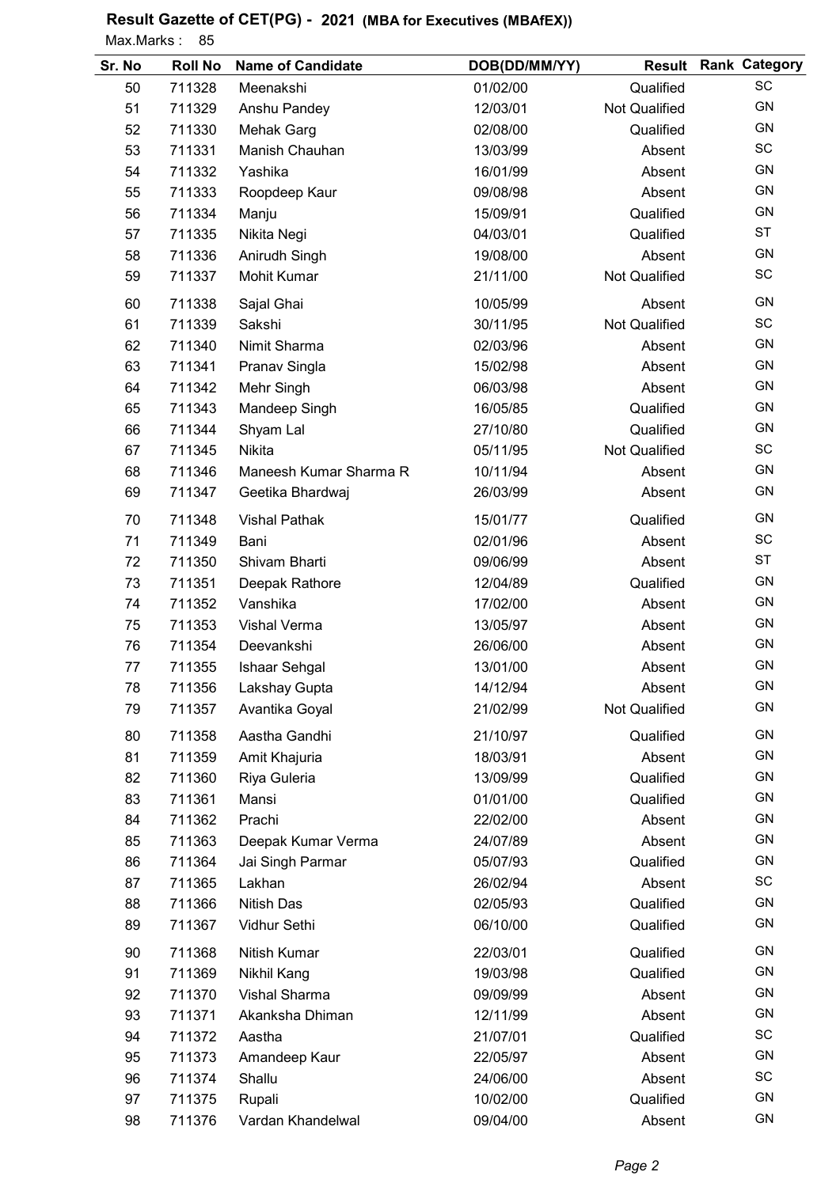## Result Gazette of CET(PG) - 2021 (MBA for Executives (MBAfEX))

Max.Marks : 85

| Sr. No | Roll No | Name of Candidate | DOB(DD/MM/YY) | Result | Rank | Category |
|---|---|---|---|---|---|---|
| 50 | 711328 | Meenakshi | 01/02/00 | Qualified | | SC |
| 51 | 711329 | Anshu Pandey | 12/03/01 | Not Qualified | | GN |
| 52 | 711330 | Mehak Garg | 02/08/00 | Qualified | | GN |
| 53 | 711331 | Manish Chauhan | 13/03/99 | Absent | | SC |
| 54 | 711332 | Yashika | 16/01/99 | Absent | | GN |
| 55 | 711333 | Roopdeep Kaur | 09/08/98 | Absent | | GN |
| 56 | 711334 | Manju | 15/09/91 | Qualified | | GN |
| 57 | 711335 | Nikita Negi | 04/03/01 | Qualified | | ST |
| 58 | 711336 | Anirudh Singh | 19/08/00 | Absent | | GN |
| 59 | 711337 | Mohit Kumar | 21/11/00 | Not Qualified | | SC |
| 60 | 711338 | Sajal Ghai | 10/05/99 | Absent | | GN |
| 61 | 711339 | Sakshi | 30/11/95 | Not Qualified | | SC |
| 62 | 711340 | Nimit Sharma | 02/03/96 | Absent | | GN |
| 63 | 711341 | Pranav Singla | 15/02/98 | Absent | | GN |
| 64 | 711342 | Mehr Singh | 06/03/98 | Absent | | GN |
| 65 | 711343 | Mandeep Singh | 16/05/85 | Qualified | | GN |
| 66 | 711344 | Shyam Lal | 27/10/80 | Qualified | | GN |
| 67 | 711345 | Nikita | 05/11/95 | Not Qualified | | SC |
| 68 | 711346 | Maneesh Kumar Sharma R | 10/11/94 | Absent | | GN |
| 69 | 711347 | Geetika Bhardwaj | 26/03/99 | Absent | | GN |
| 70 | 711348 | Vishal Pathak | 15/01/77 | Qualified | | GN |
| 71 | 711349 | Bani | 02/01/96 | Absent | | SC |
| 72 | 711350 | Shivam Bharti | 09/06/99 | Absent | | ST |
| 73 | 711351 | Deepak Rathore | 12/04/89 | Qualified | | GN |
| 74 | 711352 | Vanshika | 17/02/00 | Absent | | GN |
| 75 | 711353 | Vishal Verma | 13/05/97 | Absent | | GN |
| 76 | 711354 | Deevankshi | 26/06/00 | Absent | | GN |
| 77 | 711355 | Ishaar Sehgal | 13/01/00 | Absent | | GN |
| 78 | 711356 | Lakshay Gupta | 14/12/94 | Absent | | GN |
| 79 | 711357 | Avantika Goyal | 21/02/99 | Not Qualified | | GN |
| 80 | 711358 | Aastha Gandhi | 21/10/97 | Qualified | | GN |
| 81 | 711359 | Amit Khajuria | 18/03/91 | Absent | | GN |
| 82 | 711360 | Riya Guleria | 13/09/99 | Qualified | | GN |
| 83 | 711361 | Mansi | 01/01/00 | Qualified | | GN |
| 84 | 711362 | Prachi | 22/02/00 | Absent | | GN |
| 85 | 711363 | Deepak Kumar Verma | 24/07/89 | Absent | | GN |
| 86 | 711364 | Jai Singh Parmar | 05/07/93 | Qualified | | GN |
| 87 | 711365 | Lakhan | 26/02/94 | Absent | | SC |
| 88 | 711366 | Nitish Das | 02/05/93 | Qualified | | GN |
| 89 | 711367 | Vidhur Sethi | 06/10/00 | Qualified | | GN |
| 90 | 711368 | Nitish Kumar | 22/03/01 | Qualified | | GN |
| 91 | 711369 | Nikhil Kang | 19/03/98 | Qualified | | GN |
| 92 | 711370 | Vishal Sharma | 09/09/99 | Absent | | GN |
| 93 | 711371 | Akanksha Dhiman | 12/11/99 | Absent | | GN |
| 94 | 711372 | Aastha | 21/07/01 | Qualified | | SC |
| 95 | 711373 | Amandeep Kaur | 22/05/97 | Absent | | GN |
| 96 | 711374 | Shallu | 24/06/00 | Absent | | SC |
| 97 | 711375 | Rupali | 10/02/00 | Qualified | | GN |
| 98 | 711376 | Vardan Khandelwal | 09/04/00 | Absent | | GN |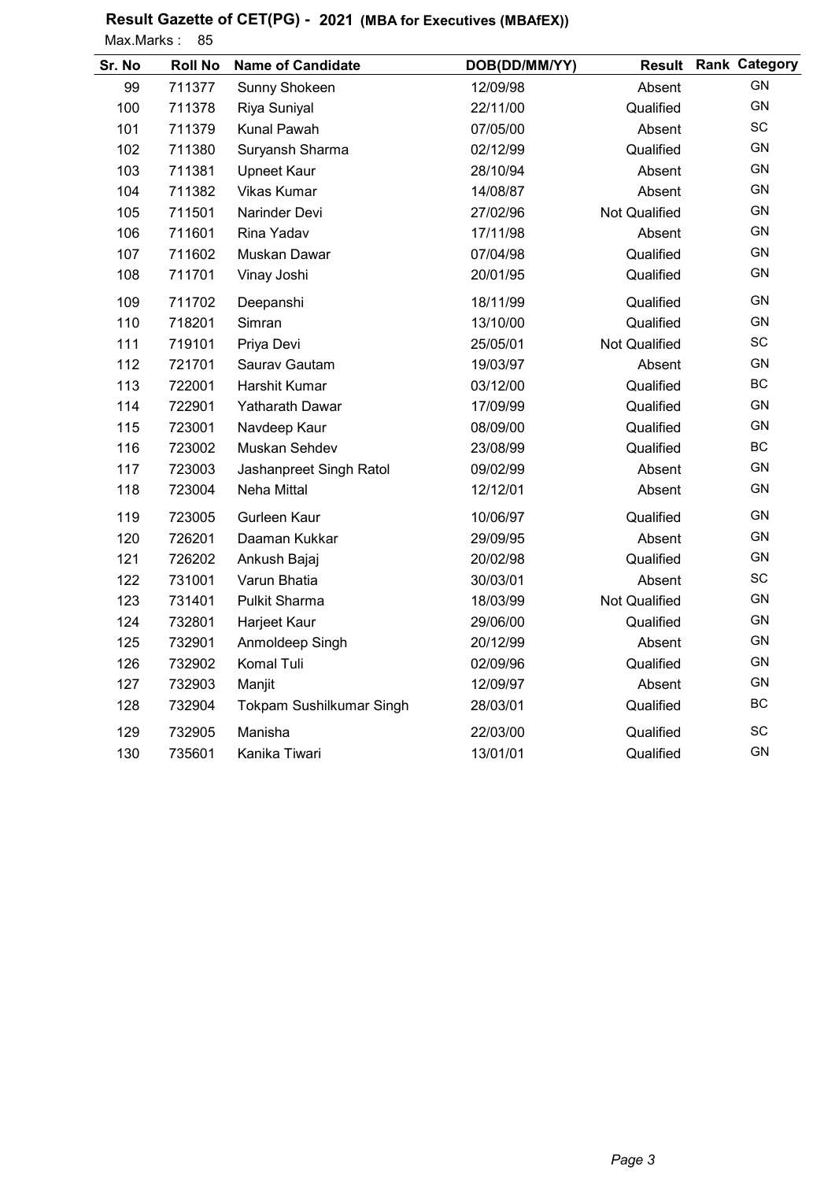## Result Gazette of CET(PG) - 2021 (MBA for Executives (MBAfEX))

Max.Marks : 85

| Sr. No | Roll No | Name of Candidate | DOB(DD/MM/YY) | Result | Rank | Category |
|---|---|---|---|---|---|---|
| 99 | 711377 | Sunny Shokeen | 12/09/98 | Absent | | GN |
| 100 | 711378 | Riya Suniyal | 22/11/00 | Qualified | | GN |
| 101 | 711379 | Kunal Pawah | 07/05/00 | Absent | | SC |
| 102 | 711380 | Suryansh Sharma | 02/12/99 | Qualified | | GN |
| 103 | 711381 | Upneet Kaur | 28/10/94 | Absent | | GN |
| 104 | 711382 | Vikas Kumar | 14/08/87 | Absent | | GN |
| 105 | 711501 | Narinder Devi | 27/02/96 | Not Qualified | | GN |
| 106 | 711601 | Rina Yadav | 17/11/98 | Absent | | GN |
| 107 | 711602 | Muskan Dawar | 07/04/98 | Qualified | | GN |
| 108 | 711701 | Vinay Joshi | 20/01/95 | Qualified | | GN |
| 109 | 711702 | Deepanshi | 18/11/99 | Qualified | | GN |
| 110 | 718201 | Simran | 13/10/00 | Qualified | | GN |
| 111 | 719101 | Priya Devi | 25/05/01 | Not Qualified | | SC |
| 112 | 721701 | Saurav Gautam | 19/03/97 | Absent | | GN |
| 113 | 722001 | Harshit Kumar | 03/12/00 | Qualified | | BC |
| 114 | 722901 | Yatharath Dawar | 17/09/99 | Qualified | | GN |
| 115 | 723001 | Navdeep Kaur | 08/09/00 | Qualified | | GN |
| 116 | 723002 | Muskan Sehdev | 23/08/99 | Qualified | | BC |
| 117 | 723003 | Jashanpreet Singh Ratol | 09/02/99 | Absent | | GN |
| 118 | 723004 | Neha Mittal | 12/12/01 | Absent | | GN |
| 119 | 723005 | Gurleen Kaur | 10/06/97 | Qualified | | GN |
| 120 | 726201 | Daaman Kukkar | 29/09/95 | Absent | | GN |
| 121 | 726202 | Ankush Bajaj | 20/02/98 | Qualified | | GN |
| 122 | 731001 | Varun Bhatia | 30/03/01 | Absent | | SC |
| 123 | 731401 | Pulkit Sharma | 18/03/99 | Not Qualified | | GN |
| 124 | 732801 | Harjeet Kaur | 29/06/00 | Qualified | | GN |
| 125 | 732901 | Anmoldeep Singh | 20/12/99 | Absent | | GN |
| 126 | 732902 | Komal Tuli | 02/09/96 | Qualified | | GN |
| 127 | 732903 | Manjit | 12/09/97 | Absent | | GN |
| 128 | 732904 | Tokpam Sushilkumar Singh | 28/03/01 | Qualified | | BC |
| 129 | 732905 | Manisha | 22/03/00 | Qualified | | SC |
| 130 | 735601 | Kanika Tiwari | 13/01/01 | Qualified | | GN |